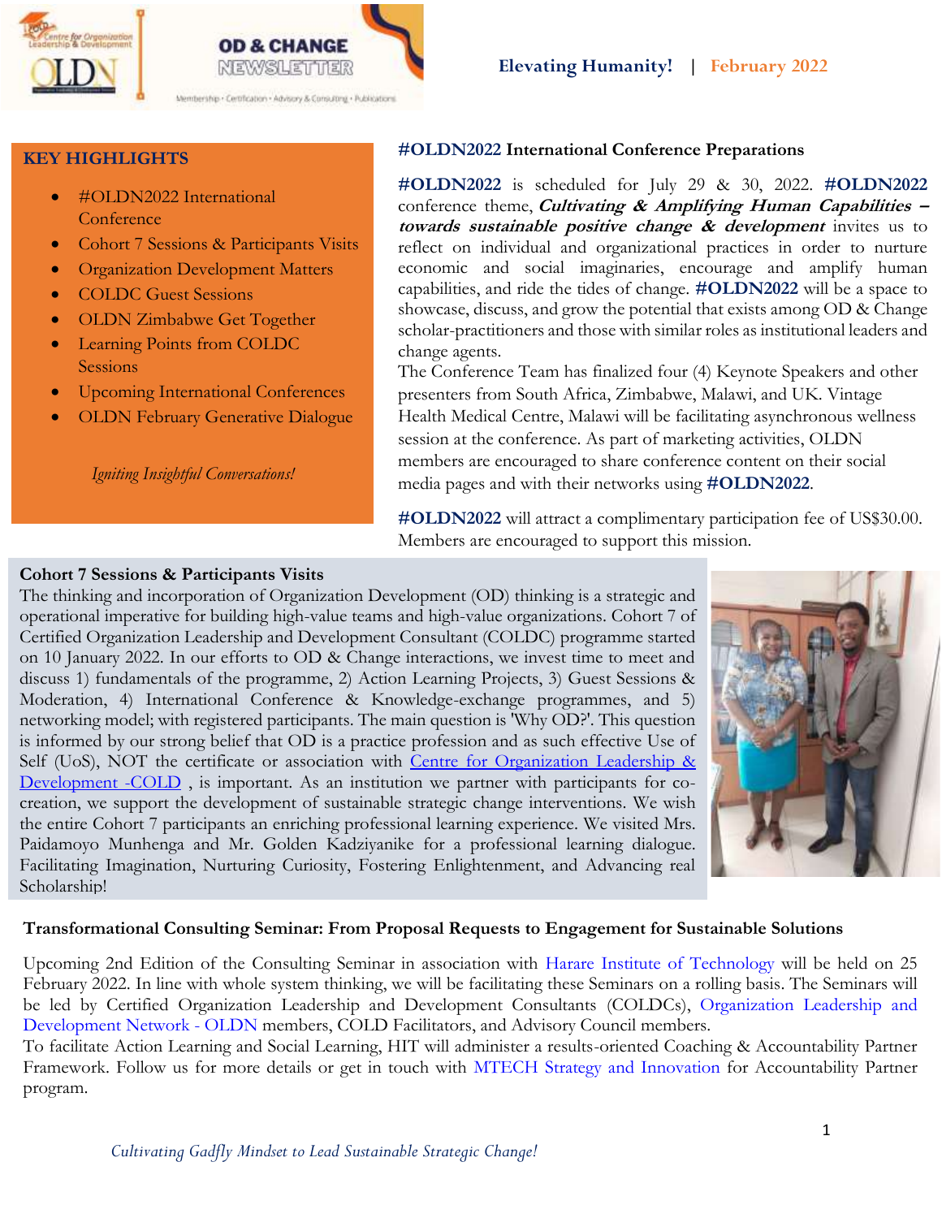**OD & CHANGE NEWSLETTER**

Membership • Certification • Advisory & Consulting • Publications

**Elevating Humanity! | February 2022**

## KEY HIGHLIGHTS

- #OLDN2022 International Conference
- Cohort 7 Sessions & Participants Visits
- Organization Development Matters
- COLDC Guest Sessions
- OLDN Zimbabwe Get Together
- Learning Points from COLDC Sessions
- Upcoming International Conferences
- OLDN February Generative Dialogue

*Igniting Insightful Conversations!*

## #OLDN2022 International Conference Preparations

**#OLDN2022** is scheduled for July 29 & 30, 2022. **#OLDN2022** conference theme, ***Cultivating & Amplifying Human Capabilities – towards sustainable positive change & development*** invites us to reflect on individual and organizational practices in order to nurture economic and social imaginaries, encourage and amplify human capabilities, and ride the tides of change. **#OLDN2022** will be a space to showcase, discuss, and grow the potential that exists among OD & Change scholar-practitioners and those with similar roles as institutional leaders and change agents.

The Conference Team has finalized four (4) Keynote Speakers and other presenters from South Africa, Zimbabwe, Malawi, and UK. Vintage Health Medical Centre, Malawi will be facilitating asynchronous wellness session at the conference. As part of marketing activities, OLDN members are encouraged to share conference content on their social media pages and with their networks using **#OLDN2022**.

**#OLDN2022** will attract a complimentary participation fee of US$30.00. Members are encouraged to support this mission.

## Cohort 7 Sessions & Participants Visits

The thinking and incorporation of Organization Development (OD) thinking is a strategic and operational imperative for building high-value teams and high-value organizations. Cohort 7 of Certified Organization Leadership and Development Consultant (COLDC) programme started on 10 January 2022. In our efforts to OD & Change interactions, we invest time to meet and discuss 1) fundamentals of the programme, 2) Action Learning Projects, 3) Guest Sessions & Moderation, 4) International Conference & Knowledge-exchange programmes, and 5) networking model; with registered participants. The main question is 'Why OD?'. This question is informed by our strong belief that OD is a practice profession and as such effective Use of Self (UoS), NOT the certificate or association with Centre for Organization Leadership & Development -COLD , is important. As an institution we partner with participants for co-creation, we support the development of sustainable strategic change interventions. We wish the entire Cohort 7 participants an enriching professional learning experience. We visited Mrs. Paidamoyo Munhenga and Mr. Golden Kadziyanike for a professional learning dialogue. Facilitating Imagination, Nurturing Curiosity, Fostering Enlightenment, and Advancing real Scholarship!

## Transformational Consulting Seminar: From Proposal Requests to Engagement for Sustainable Solutions

Upcoming 2nd Edition of the Consulting Seminar in association with Harare Institute of Technology will be held on 25 February 2022. In line with whole system thinking, we will be facilitating these Seminars on a rolling basis. The Seminars will be led by Certified Organization Leadership and Development Consultants (COLDCs), Organization Leadership and Development Network - OLDN members, COLD Facilitators, and Advisory Council members.

To facilitate Action Learning and Social Learning, HIT will administer a results-oriented Coaching & Accountability Partner Framework. Follow us for more details or get in touch with MTECH Strategy and Innovation for Accountability Partner program.

*Cultivating Gadfly Mindset to Lead Sustainable Strategic Change!*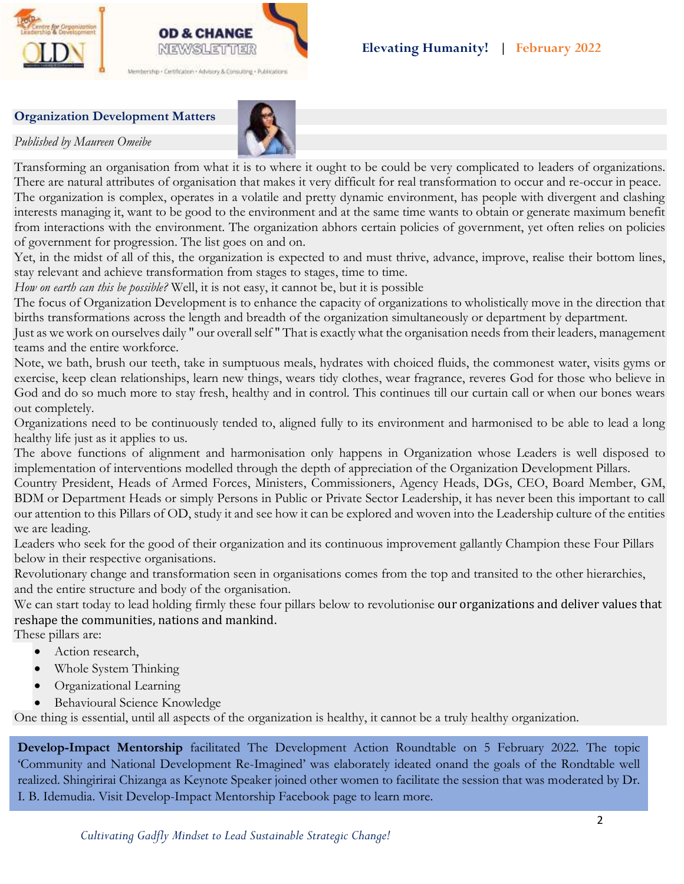## Organization Development Matters

*Published by Maureen Omeibe*

Transforming an organisation from what it is to where it ought to be could be very complicated to leaders of organizations. There are natural attributes of organisation that makes it very difficult for real transformation to occur and re-occur in peace. The organization is complex, operates in a volatile and pretty dynamic environment, has people with divergent and clashing interests managing it, want to be good to the environment and at the same time wants to obtain or generate maximum benefit from interactions with the environment. The organization abhors certain policies of government, yet often relies on policies of government for progression. The list goes on and on.

Yet, in the midst of all of this, the organization is expected to and must thrive, advance, improve, realise their bottom lines, stay relevant and achieve transformation from stages to stages, time to time.

*How on earth can this be possible?* Well, it is not easy, it cannot be, but it is possible

The focus of Organization Development is to enhance the capacity of organizations to wholistically move in the direction that births transformations across the length and breadth of the organization simultaneously or department by department.

Just as we work on ourselves daily " our overall self " That is exactly what the organisation needs from their leaders, management teams and the entire workforce.

Note, we bath, brush our teeth, take in sumptuous meals, hydrates with choiced fluids, the commonest water, visits gyms or exercise, keep clean relationships, learn new things, wears tidy clothes, wear fragrance, reveres God for those who believe in God and do so much more to stay fresh, healthy and in control. This continues till our curtain call or when our bones wears out completely.

Organizations need to be continuously tended to, aligned fully to its environment and harmonised to be able to lead a long healthy life just as it applies to us.

The above functions of alignment and harmonisation only happens in Organization whose Leaders is well disposed to implementation of interventions modelled through the depth of appreciation of the Organization Development Pillars.

Country President, Heads of Armed Forces, Ministers, Commissioners, Agency Heads, DGs, CEO, Board Member, GM, BDM or Department Heads or simply Persons in Public or Private Sector Leadership, it has never been this important to call our attention to this Pillars of OD, study it and see how it can be explored and woven into the Leadership culture of the entities we are leading.

Leaders who seek for the good of their organization and its continuous improvement gallantly Champion these Four Pillars below in their respective organisations.

Revolutionary change and transformation seen in organisations comes from the top and transited to the other hierarchies, and the entire structure and body of the organisation.

We can start today to lead holding firmly these four pillars below to revolutionise our organizations and deliver values that reshape the communities, nations and mankind.

These pillars are:

- Action research,
- Whole System Thinking
- Organizational Learning
- Behavioural Science Knowledge

One thing is essential, until all aspects of the organization is healthy, it cannot be a truly healthy organization.

**Develop-Impact Mentorship** facilitated The Development Action Roundtable on 5 February 2022. The topic 'Community and National Development Re-Imagined' was elaborately ideated onand the goals of the Rondtable well realized. Shingirirai Chizanga as Keynote Speaker joined other women to facilitate the session that was moderated by Dr. I. B. Idemudia. Visit Develop-Impact Mentorship Facebook page to learn more.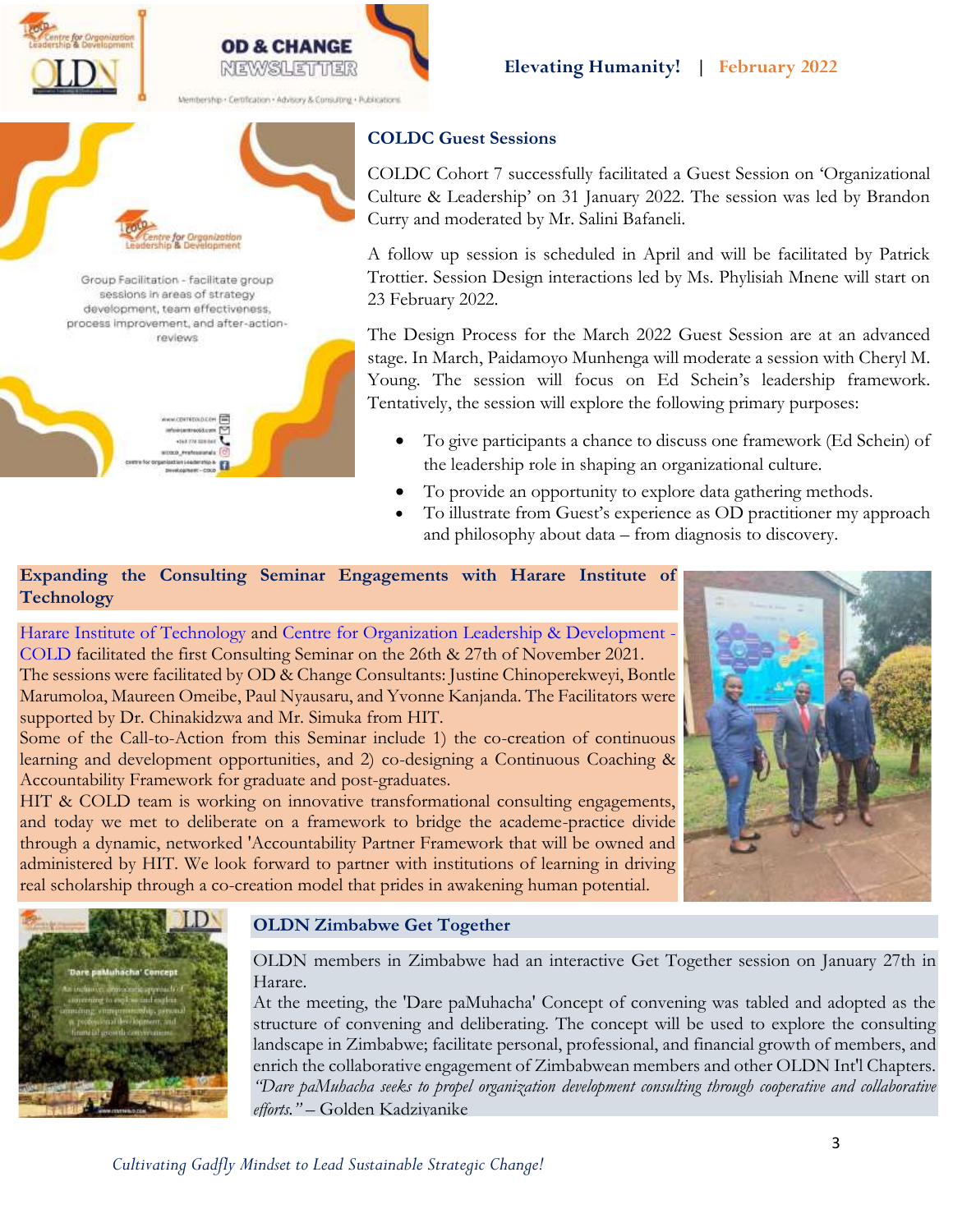## COLDC Guest Sessions

COLDC Cohort 7 successfully facilitated a Guest Session on 'Organizational Culture & Leadership' on 31 January 2022. The session was led by Brandon Curry and moderated by Mr. Salini Bafaneli.

A follow up session is scheduled in April and will be facilitated by Patrick Trottier. Session Design interactions led by Ms. Phylisiah Mnene will start on 23 February 2022.

The Design Process for the March 2022 Guest Session are at an advanced stage. In March, Paidamoyo Munhenga will moderate a session with Cheryl M. Young. The session will focus on Ed Schein's leadership framework. Tentatively, the session will explore the following primary purposes:

- To give participants a chance to discuss one framework (Ed Schein) of the leadership role in shaping an organizational culture.
- To provide an opportunity to explore data gathering methods.
- To illustrate from Guest's experience as OD practitioner my approach and philosophy about data – from diagnosis to discovery.

## Expanding the Consulting Seminar Engagements with Harare Institute of Technology

Harare Institute of Technology and Centre for Organization Leadership & Development - COLD facilitated the first Consulting Seminar on the 26th & 27th of November 2021. The sessions were facilitated by OD & Change Consultants: Justine Chinoperekweyi, Bontle Marumoloa, Maureen Omeibe, Paul Nyausaru, and Yvonne Kanjanda. The Facilitators were supported by Dr. Chinakidzwa and Mr. Simuka from HIT.

Some of the Call-to-Action from this Seminar include 1) the co-creation of continuous learning and development opportunities, and 2) co-designing a Continuous Coaching & Accountability Framework for graduate and post-graduates.

HIT & COLD team is working on innovative transformational consulting engagements, and today we met to deliberate on a framework to bridge the academe-practice divide through a dynamic, networked 'Accountability Partner Framework that will be owned and administered by HIT. We look forward to partner with institutions of learning in driving real scholarship through a co-creation model that prides in awakening human potential.

## OLDN Zimbabwe Get Together

OLDN members in Zimbabwe had an interactive Get Together session on January 27th in Harare.

At the meeting, the 'Dare paMuhacha' Concept of convening was tabled and adopted as the structure of convening and deliberating. The concept will be used to explore the consulting landscape in Zimbabwe; facilitate personal, professional, and financial growth of members, and enrich the collaborative engagement of Zimbabwean members and other OLDN Int'l Chapters. *"Dare paMuhacha seeks to propel organization development consulting through cooperative and collaborative efforts."* – Golden Kadziyanike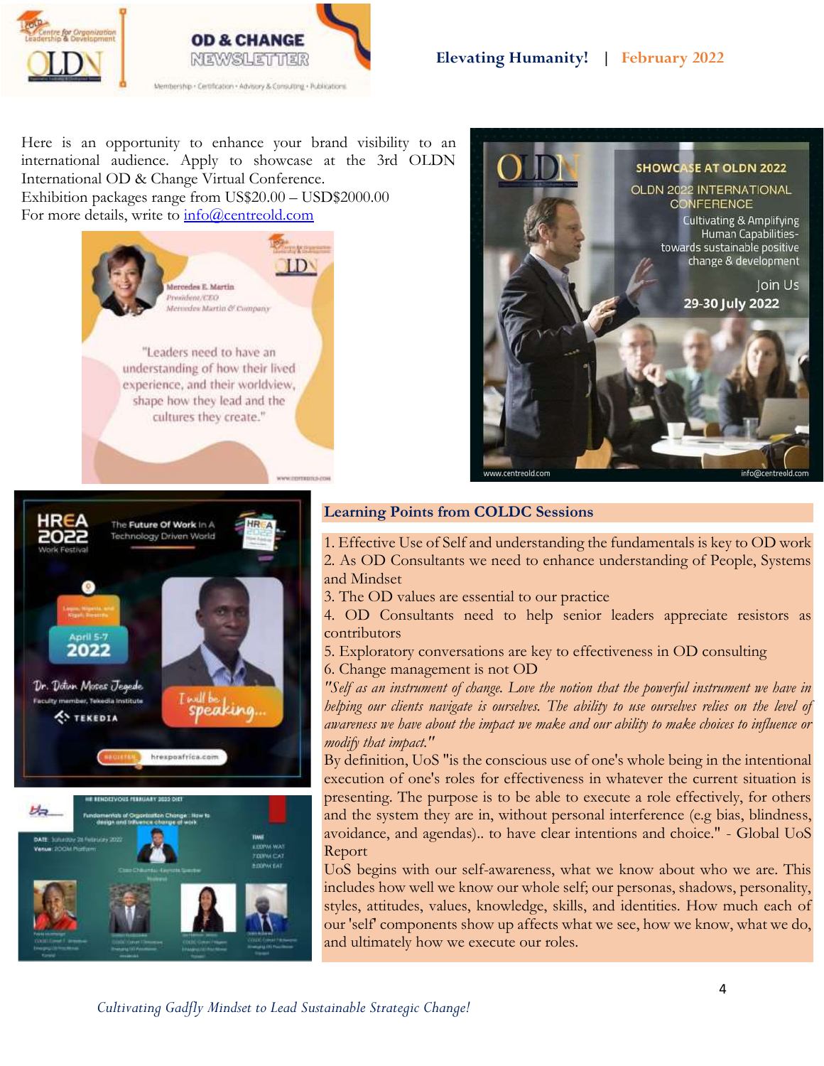Here is an opportunity to enhance your brand visibility to an international audience. Apply to showcase at the 3rd OLDN International OD & Change Virtual Conference.
Exhibition packages range from US$20.00 – USD$2000.00
For more details, write to info@centreold.com

"Leaders need to have an understanding of how their lived experience, and their worldview, shape how they lead and the cultures they create."
— Mercedes E. Martin, President/CEO, Mercedes Martin & Company

**SHOWCASE AT OLDN 2022**
OLDN 2022 INTERNATIONAL CONFERENCE
Cultivating & Amplifying Human Capabilities- towards sustainable positive change & development
Join Us
29-30 July 2022
www.centreold.com | info@centreold.com

## Learning Points from COLDC Sessions

1. Effective Use of Self and understanding the fundamentals is key to OD work
2. As OD Consultants we need to enhance understanding of People, Systems and Mindset
3. The OD values are essential to our practice
4. OD Consultants need to help senior leaders appreciate resistors as contributors
5. Exploratory conversations are key to effectiveness in OD consulting
6. Change management is not OD

*"Self as an instrument of change. Love the notion that the powerful instrument we have in helping our clients navigate is ourselves. The ability to use ourselves relies on the level of awareness we have about the impact we make and our ability to make choices to influence or modify that impact."*

By definition, UoS "is the conscious use of one's whole being in the intentional execution of one's roles for effectiveness in whatever the current situation is presenting. The purpose is to be able to execute a role effectively, for others and the system they are in, without personal interference (e.g bias, blindness, avoidance, and agendas).. to have clear intentions and choice." - Global UoS Report

UoS begins with our self-awareness, what we know about who we are. This includes how well we know our whole self; our personas, shadows, personality, styles, attitudes, values, knowledge, skills, and identities. How much each of our 'self' components show up affects what we see, how we know, what we do, and ultimately how we execute our roles.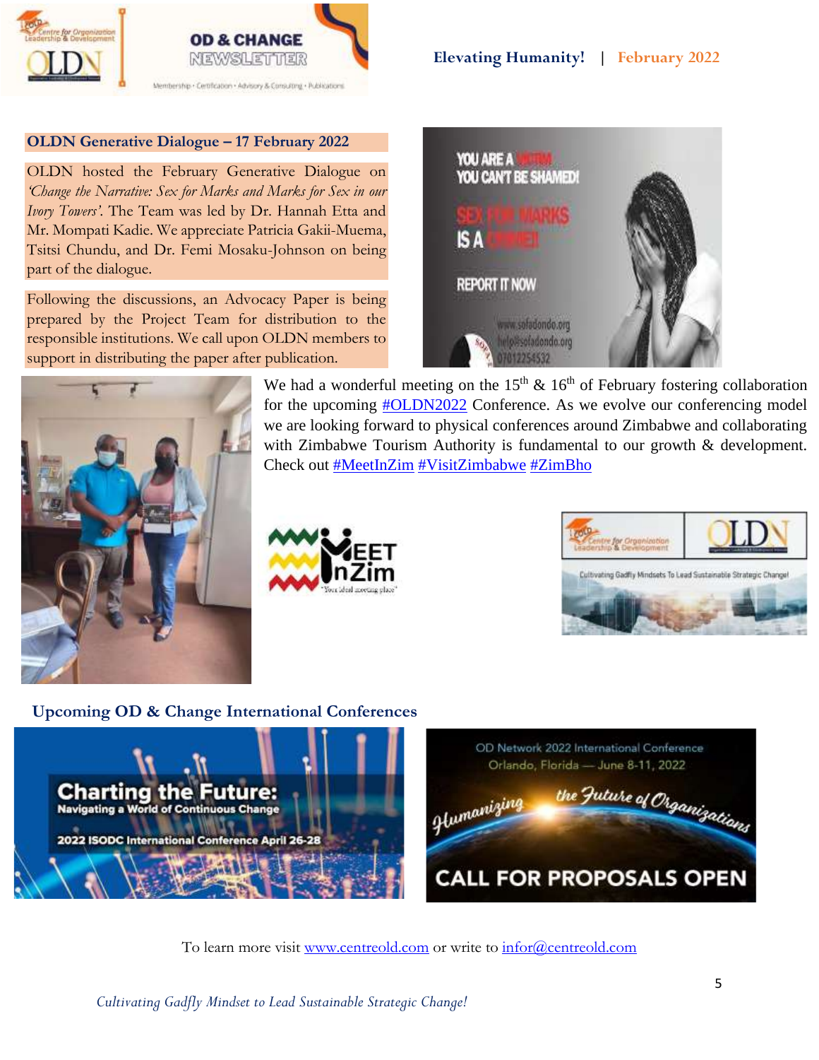## OLDN Generative Dialogue – 17 February 2022

OLDN hosted the February Generative Dialogue on *'Change the Narrative: Sex for Marks and Marks for Sex in our Ivory Towers'*. The Team was led by Dr. Hannah Etta and Mr. Mompati Kadie. We appreciate Patricia Gakii-Muema, Tsitsi Chundu, and Dr. Femi Mosaku-Johnson on being part of the dialogue.

Following the discussions, an Advocacy Paper is being prepared by the Project Team for distribution to the responsible institutions. We call upon OLDN members to support in distributing the paper after publication.

We had a wonderful meeting on the 15th & 16th of February fostering collaboration for the upcoming #OLDN2022 Conference. As we evolve our conferencing model we are looking forward to physical conferences around Zimbabwe and collaborating with Zimbabwe Tourism Authority is fundamental to our growth & development. Check out #MeetInZim #VisitZimbabwe #ZimBho

## Upcoming OD & Change International Conferences

To learn more visit www.centreold.com or write to infor@centreold.com

*Cultivating Gadfly Mindset to Lead Sustainable Strategic Change!*